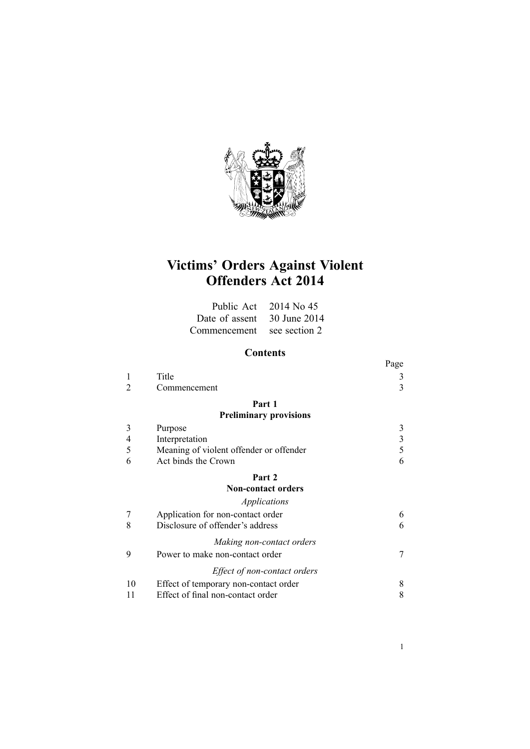# Victims' Orders Against Violent Offenders Act 2014

| | |
|---|---|
| Public Act | 2014 No 45 |
| Date of assent | 30 June 2014 |
| Commencement | see section 2 |

## Contents

| | | Page |
|---|---|---|
| 1 | Title | 3 |
| 2 | Commencement | 3 |
| | **Part 1** **Preliminary provisions** | |
| 3 | Purpose | 3 |
| 4 | Interpretation | 3 |
| 5 | Meaning of violent offender or offender | 5 |
| 6 | Act binds the Crown | 6 |
| | **Part 2** **Non-contact orders** | |
| | *Applications* | |
| 7 | Application for non-contact order | 6 |
| 8 | Disclosure of offender's address | 6 |
| | *Making non-contact orders* | |
| 9 | Power to make non-contact order | 7 |
| | *Effect of non-contact orders* | |
| 10 | Effect of temporary non-contact order | 8 |
| 11 | Effect of final non-contact order | 8 |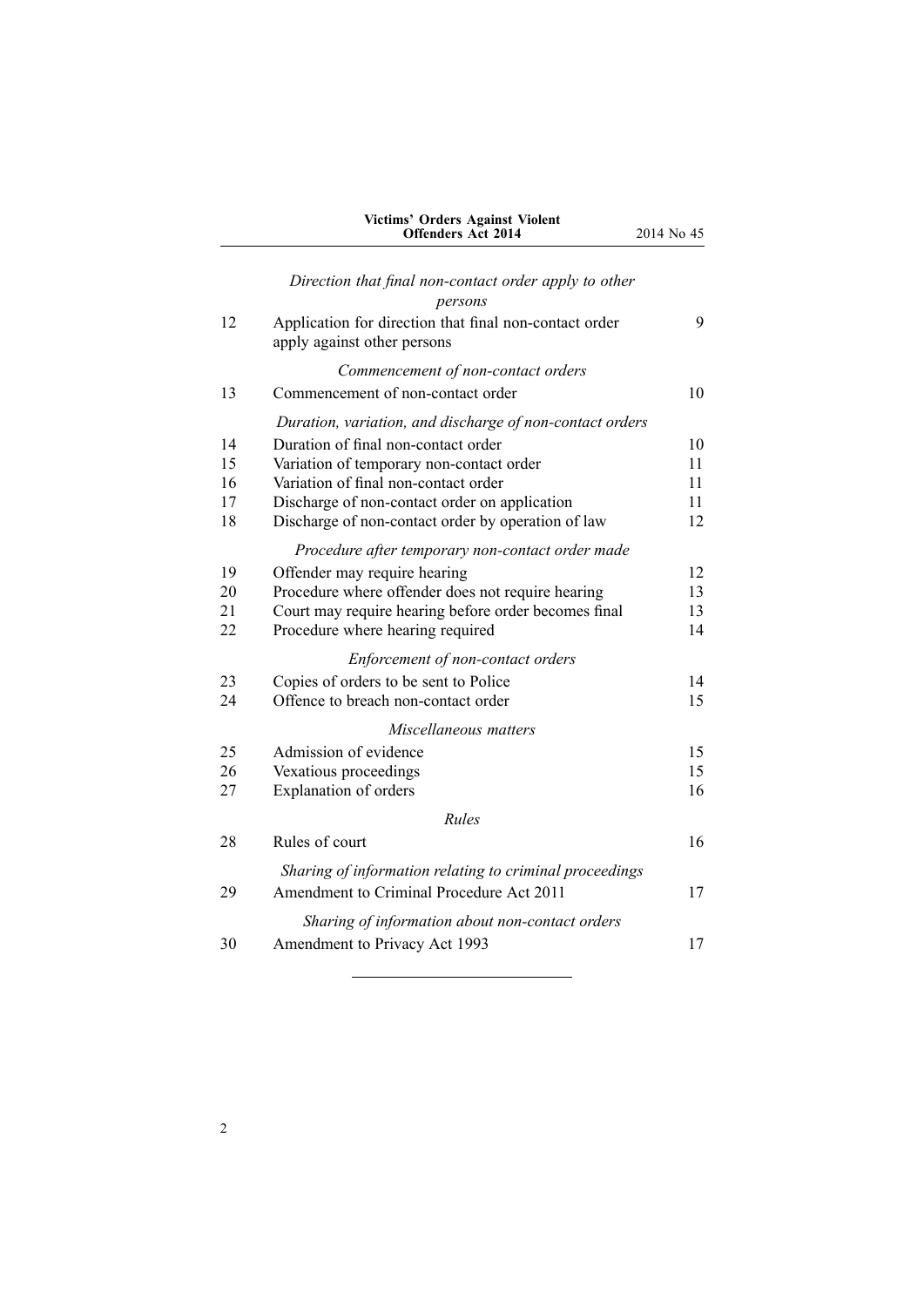*Direction that final non-contact order apply to other persons*

| | | |
|---|---|---|
| 12 | Application for direction that final non-contact order apply against other persons | 9 |

*Commencement of non-contact orders*

| | | |
|---|---|---|
| 13 | Commencement of non-contact order | 10 |

*Duration, variation, and discharge of non-contact orders*

| | | |
|---|---|---|
| 14 | Duration of final non-contact order | 10 |
| 15 | Variation of temporary non-contact order | 11 |
| 16 | Variation of final non-contact order | 11 |
| 17 | Discharge of non-contact order on application | 11 |
| 18 | Discharge of non-contact order by operation of law | 12 |

*Procedure after temporary non-contact order made*

| | | |
|---|---|---|
| 19 | Offender may require hearing | 12 |
| 20 | Procedure where offender does not require hearing | 13 |
| 21 | Court may require hearing before order becomes final | 13 |
| 22 | Procedure where hearing required | 14 |

*Enforcement of non-contact orders*

| | | |
|---|---|---|
| 23 | Copies of orders to be sent to Police | 14 |
| 24 | Offence to breach non-contact order | 15 |

*Miscellaneous matters*

| | | |
|---|---|---|
| 25 | Admission of evidence | 15 |
| 26 | Vexatious proceedings | 15 |
| 27 | Explanation of orders | 16 |

*Rules*

| | | |
|---|---|---|
| 28 | Rules of court | 16 |

*Sharing of information relating to criminal proceedings*

| | | |
|---|---|---|
| 29 | Amendment to Criminal Procedure Act 2011 | 17 |

*Sharing of information about non-contact orders*

| | | |
|---|---|---|
| 30 | Amendment to Privacy Act 1993 | 17 |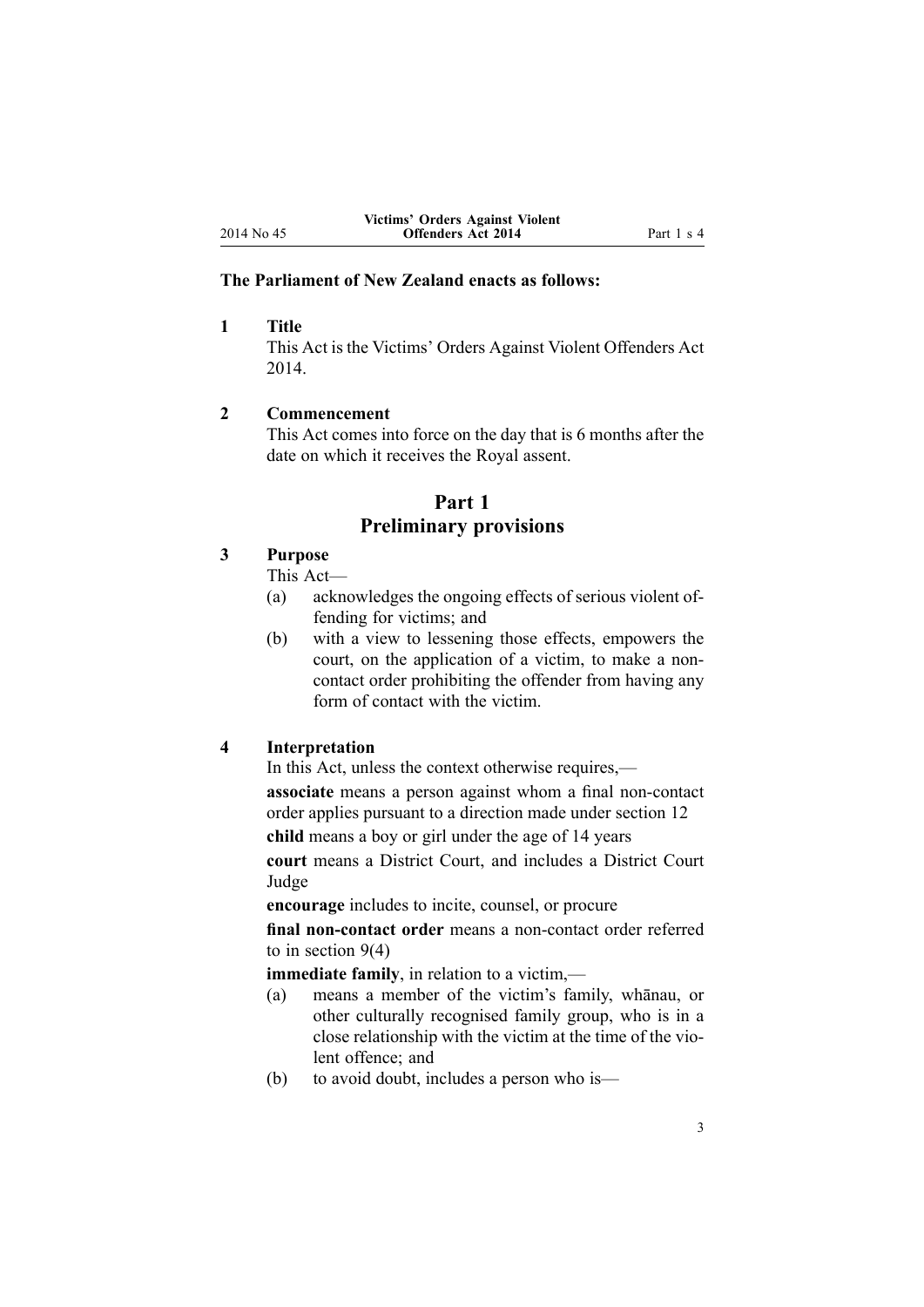**The Parliament of New Zealand enacts as follows:**

### 1 Title

This Act is the Victims' Orders Against Violent Offenders Act 2014.

### 2 Commencement

This Act comes into force on the day that is 6 months after the date on which it receives the Royal assent.

## Part 1
## Preliminary provisions

### 3 Purpose

This Act—

- (a) acknowledges the ongoing effects of serious violent offending for victims; and
- (b) with a view to lessening those effects, empowers the court, on the application of a victim, to make a non-contact order prohibiting the offender from having any form of contact with the victim.

### 4 Interpretation

In this Act, unless the context otherwise requires,—

**associate** means a person against whom a final non-contact order applies pursuant to a direction made under section 12

**child** means a boy or girl under the age of 14 years

**court** means a District Court, and includes a District Court Judge

**encourage** includes to incite, counsel, or procure

**final non-contact order** means a non-contact order referred to in section 9(4)

**immediate family**, in relation to a victim,—

- (a) means a member of the victim's family, whānau, or other culturally recognised family group, who is in a close relationship with the victim at the time of the violent offence; and
- (b) to avoid doubt, includes a person who is—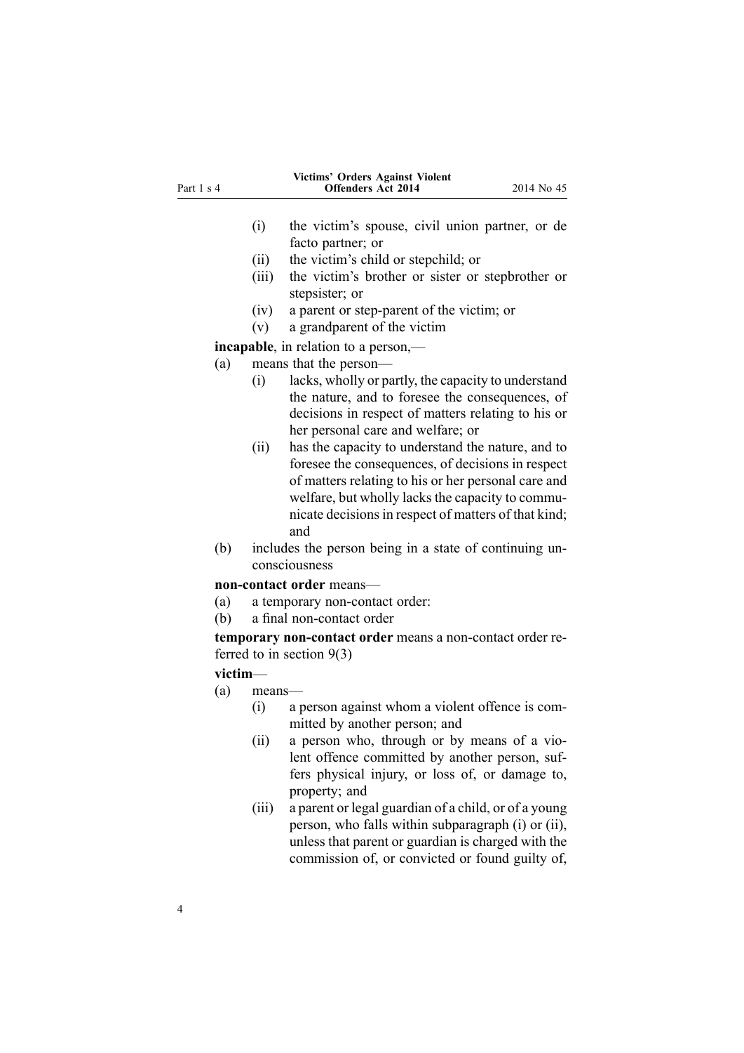(i) the victim's spouse, civil union partner, or de facto partner; or

(ii) the victim's child or stepchild; or

(iii) the victim's brother or sister or stepbrother or stepsister; or

(iv) a parent or step-parent of the victim; or

(v) a grandparent of the victim

**incapable**, in relation to a person,—

(a) means that the person—

(i) lacks, wholly or partly, the capacity to understand the nature, and to foresee the consequences, of decisions in respect of matters relating to his or her personal care and welfare; or

(ii) has the capacity to understand the nature, and to foresee the consequences, of decisions in respect of matters relating to his or her personal care and welfare, but wholly lacks the capacity to communicate decisions in respect of matters of that kind; and

(b) includes the person being in a state of continuing unconsciousness

**non-contact order** means—

(a) a temporary non-contact order:

(b) a final non-contact order

**temporary non-contact order** means a non-contact order referred to in section 9(3)

**victim**—

(a) means—

(i) a person against whom a violent offence is committed by another person; and

(ii) a person who, through or by means of a violent offence committed by another person, suffers physical injury, or loss of, or damage to, property; and

(iii) a parent or legal guardian of a child, or of a young person, who falls within subparagraph (i) or (ii), unless that parent or guardian is charged with the commission of, or convicted or found guilty of,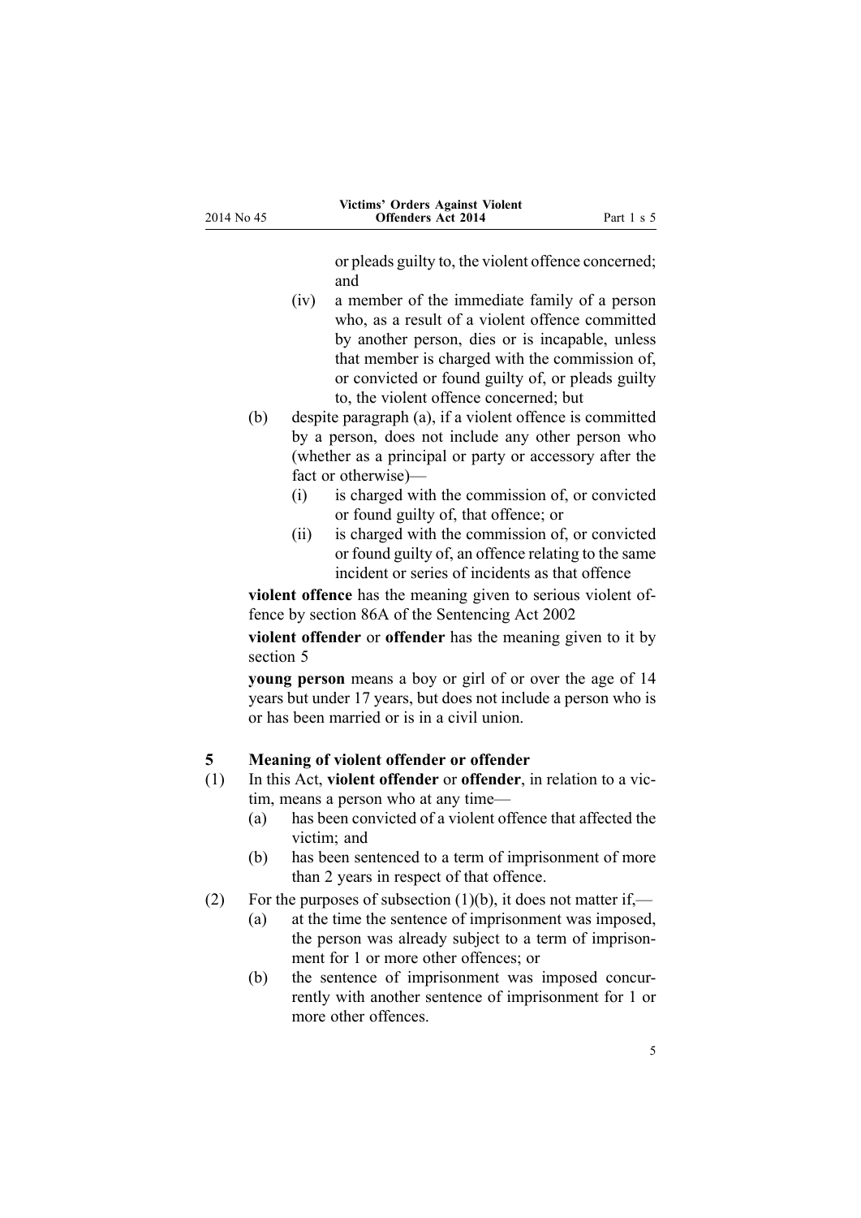or pleads guilty to, the violent offence concerned; and

(iv) a member of the immediate family of a person who, as a result of a violent offence committed by another person, dies or is incapable, unless that member is charged with the commission of, or convicted or found guilty of, or pleads guilty to, the violent offence concerned; but

(b) despite paragraph (a), if a violent offence is committed by a person, does not include any other person who (whether as a principal or party or accessory after the fact or otherwise)—

(i) is charged with the commission of, or convicted or found guilty of, that offence; or

(ii) is charged with the commission of, or convicted or found guilty of, an offence relating to the same incident or series of incidents as that offence

**violent offence** has the meaning given to serious violent offence by section 86A of the Sentencing Act 2002

**violent offender** or **offender** has the meaning given to it by section 5

**young person** means a boy or girl of or over the age of 14 years but under 17 years, but does not include a person who is or has been married or is in a civil union.

### 5 Meaning of violent offender or offender

(1) In this Act, **violent offender** or **offender**, in relation to a victim, means a person who at any time—

(a) has been convicted of a violent offence that affected the victim; and

(b) has been sentenced to a term of imprisonment of more than 2 years in respect of that offence.

(2) For the purposes of subsection (1)(b), it does not matter if,—

(a) at the time the sentence of imprisonment was imposed, the person was already subject to a term of imprisonment for 1 or more other offences; or

(b) the sentence of imprisonment was imposed concurrently with another sentence of imprisonment for 1 or more other offences.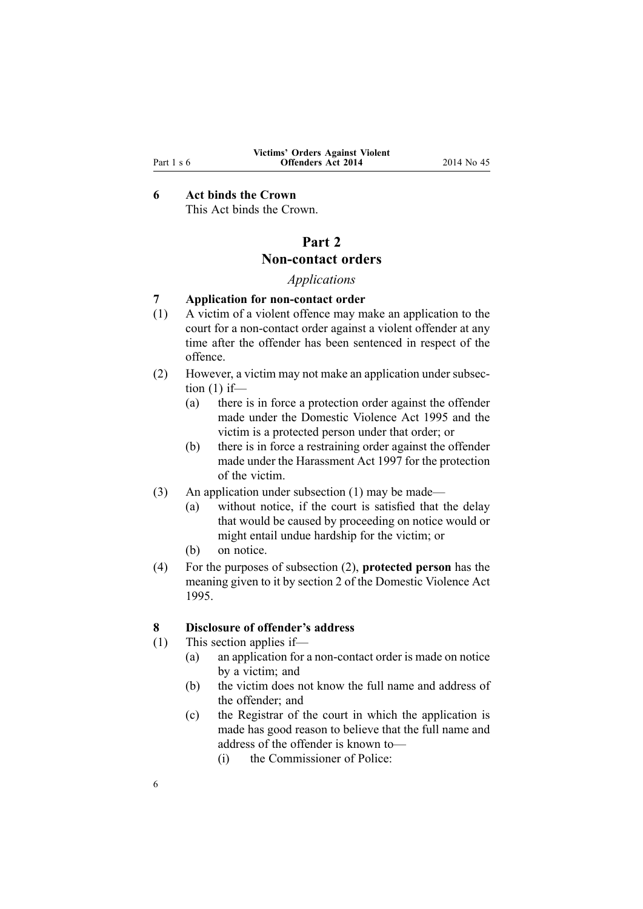**6 Act binds the Crown**

This Act binds the Crown.

# Part 2
# Non-contact orders

*Applications*

**7 Application for non-contact order**

(1) A victim of a violent offence may make an application to the court for a non-contact order against a violent offender at any time after the offender has been sentenced in respect of the offence.

(2) However, a victim may not make an application under subsection (1) if—

- (a) there is in force a protection order against the offender made under the Domestic Violence Act 1995 and the victim is a protected person under that order; or
- (b) there is in force a restraining order against the offender made under the Harassment Act 1997 for the protection of the victim.

(3) An application under subsection (1) may be made—

- (a) without notice, if the court is satisfied that the delay that would be caused by proceeding on notice would or might entail undue hardship for the victim; or
- (b) on notice.

(4) For the purposes of subsection (2), **protected person** has the meaning given to it by section 2 of the Domestic Violence Act 1995.

**8 Disclosure of offender's address**

(1) This section applies if—

- (a) an application for a non-contact order is made on notice by a victim; and
- (b) the victim does not know the full name and address of the offender; and
- (c) the Registrar of the court in which the application is made has good reason to believe that the full name and address of the offender is known to—
  - (i) the Commissioner of Police: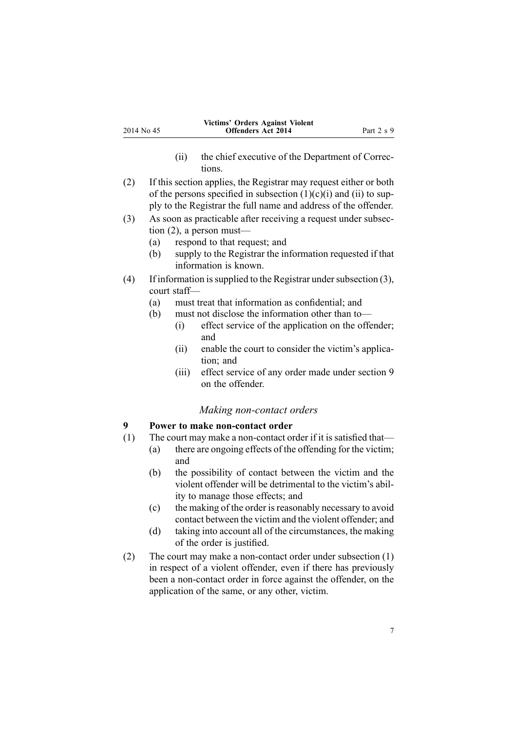(ii) the chief executive of the Department of Corrections.

(2) If this section applies, the Registrar may request either or both of the persons specified in subsection (1)(c)(i) and (ii) to supply to the Registrar the full name and address of the offender.

(3) As soon as practicable after receiving a request under subsection (2), a person must—

(a) respond to that request; and

(b) supply to the Registrar the information requested if that information is known.

(4) If information is supplied to the Registrar under subsection (3), court staff—

(a) must treat that information as confidential; and

(b) must not disclose the information other than to—

(i) effect service of the application on the offender; and

(ii) enable the court to consider the victim's application; and

(iii) effect service of any order made under section 9 on the offender.

### *Making non-contact orders*

**9 Power to make non-contact order**

(1) The court may make a non-contact order if it is satisfied that—

(a) there are ongoing effects of the offending for the victim; and

(b) the possibility of contact between the victim and the violent offender will be detrimental to the victim's ability to manage those effects; and

(c) the making of the order is reasonably necessary to avoid contact between the victim and the violent offender; and

(d) taking into account all of the circumstances, the making of the order is justified.

(2) The court may make a non-contact order under subsection (1) in respect of a violent offender, even if there has previously been a non-contact order in force against the offender, on the application of the same, or any other, victim.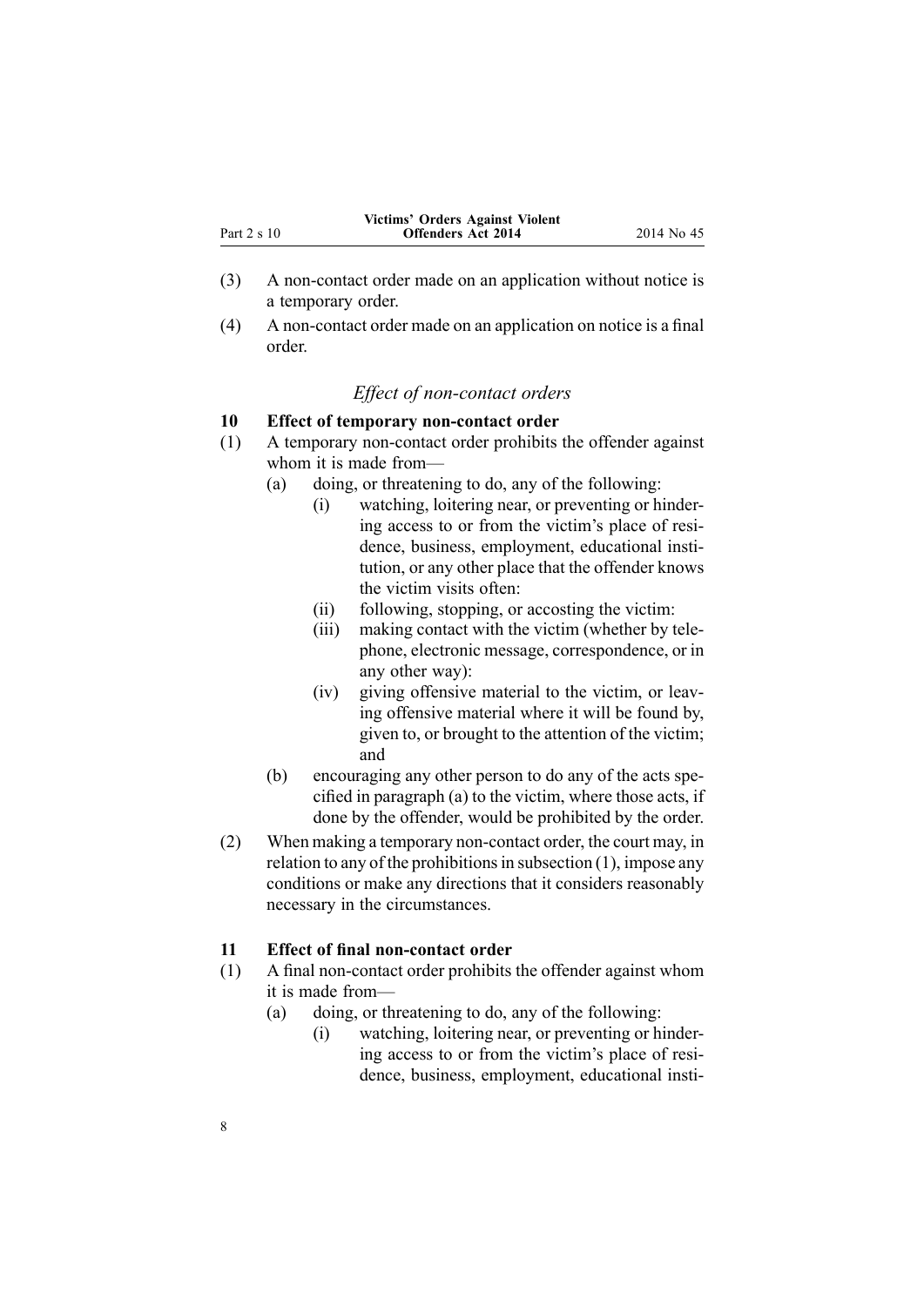(3) A non-contact order made on an application without notice is a temporary order.

(4) A non-contact order made on an application on notice is a final order.

### *Effect of non-contact orders*

### 10 Effect of temporary non-contact order

(1) A temporary non-contact order prohibits the offender against whom it is made from—

- (a) doing, or threatening to do, any of the following:
  - (i) watching, loitering near, or preventing or hindering access to or from the victim's place of residence, business, employment, educational institution, or any other place that the offender knows the victim visits often:
  - (ii) following, stopping, or accosting the victim:
  - (iii) making contact with the victim (whether by telephone, electronic message, correspondence, or in any other way):
  - (iv) giving offensive material to the victim, or leaving offensive material where it will be found by, given to, or brought to the attention of the victim; and
- (b) encouraging any other person to do any of the acts specified in paragraph (a) to the victim, where those acts, if done by the offender, would be prohibited by the order.

(2) When making a temporary non-contact order, the court may, in relation to any of the prohibitions in subsection (1), impose any conditions or make any directions that it considers reasonably necessary in the circumstances.

### 11 Effect of final non-contact order

(1) A final non-contact order prohibits the offender against whom it is made from—

- (a) doing, or threatening to do, any of the following:
  - (i) watching, loitering near, or preventing or hindering access to or from the victim's place of residence, business, employment, educational insti-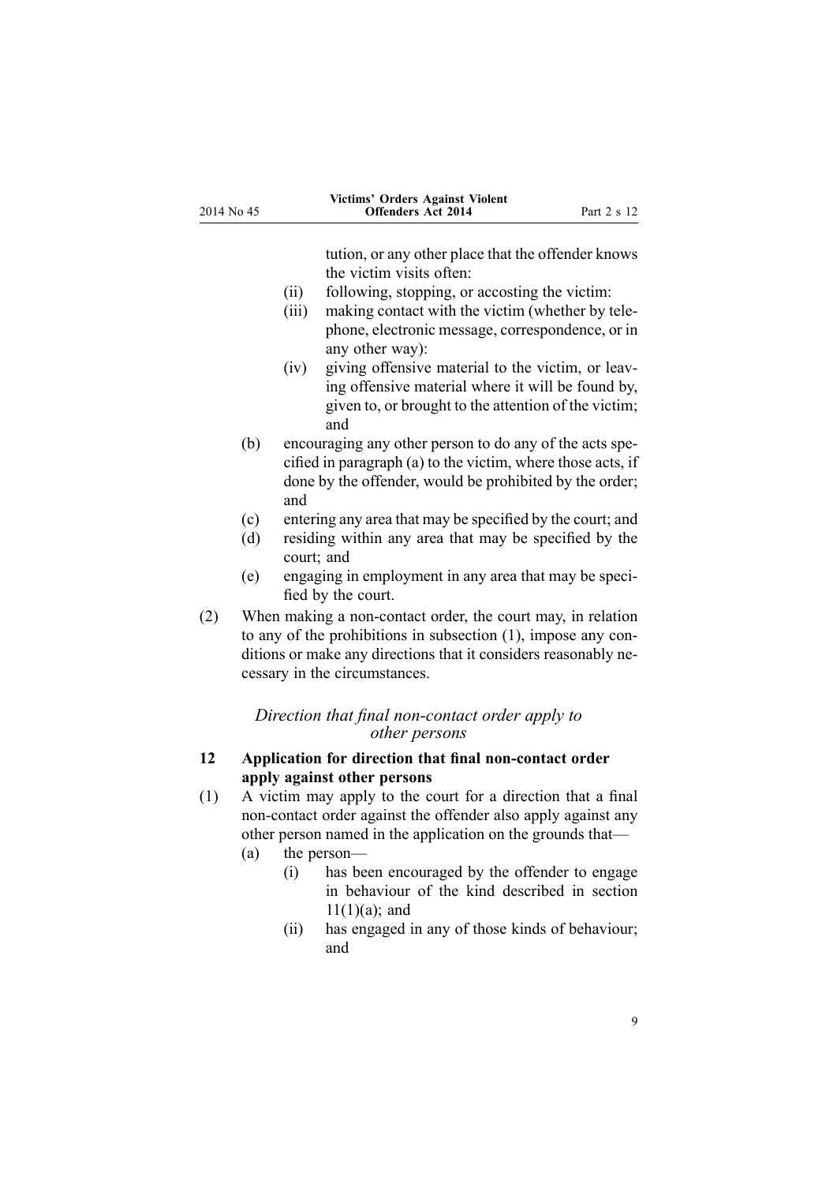tution, or any other place that the offender knows the victim visits often:

    (ii) following, stopping, or accosting the victim:

    (iii) making contact with the victim (whether by telephone, electronic message, correspondence, or in any other way):

    (iv) giving offensive material to the victim, or leaving offensive material where it will be found by, given to, or brought to the attention of the victim; and

  (b) encouraging any other person to do any of the acts specified in paragraph (a) to the victim, where those acts, if done by the offender, would be prohibited by the order; and

  (c) entering any area that may be specified by the court; and

  (d) residing within any area that may be specified by the court; and

  (e) engaging in employment in any area that may be specified by the court.

(2) When making a non-contact order, the court may, in relation to any of the prohibitions in subsection (1), impose any conditions or make any directions that it considers reasonably necessary in the circumstances.

*Direction that final non-contact order apply to other persons*

**12 Application for direction that final non-contact order apply against other persons**

(1) A victim may apply to the court for a direction that a final non-contact order against the offender also apply against any other person named in the application on the grounds that—

  (a) the person—

    (i) has been encouraged by the offender to engage in behaviour of the kind described in section 11(1)(a); and

    (ii) has engaged in any of those kinds of behaviour; and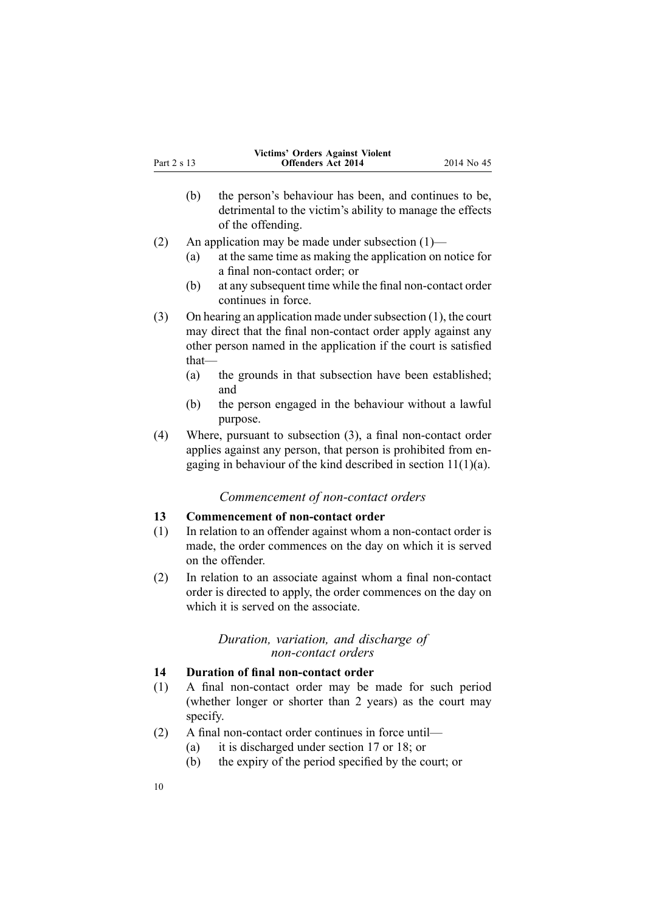(b) the person's behaviour has been, and continues to be, detrimental to the victim's ability to manage the effects of the offending.

(2) An application may be made under subsection (1)—

(a) at the same time as making the application on notice for a final non-contact order; or

(b) at any subsequent time while the final non-contact order continues in force.

(3) On hearing an application made under subsection (1), the court may direct that the final non-contact order apply against any other person named in the application if the court is satisfied that—

(a) the grounds in that subsection have been established; and

(b) the person engaged in the behaviour without a lawful purpose.

(4) Where, pursuant to subsection (3), a final non-contact order applies against any person, that person is prohibited from engaging in behaviour of the kind described in section 11(1)(a).

*Commencement of non-contact orders*

### 13 Commencement of non-contact order

(1) In relation to an offender against whom a non-contact order is made, the order commences on the day on which it is served on the offender.

(2) In relation to an associate against whom a final non-contact order is directed to apply, the order commences on the day on which it is served on the associate.

*Duration, variation, and discharge of non-contact orders*

### 14 Duration of final non-contact order

(1) A final non-contact order may be made for such period (whether longer or shorter than 2 years) as the court may specify.

(2) A final non-contact order continues in force until—

(a) it is discharged under section 17 or 18; or

(b) the expiry of the period specified by the court; or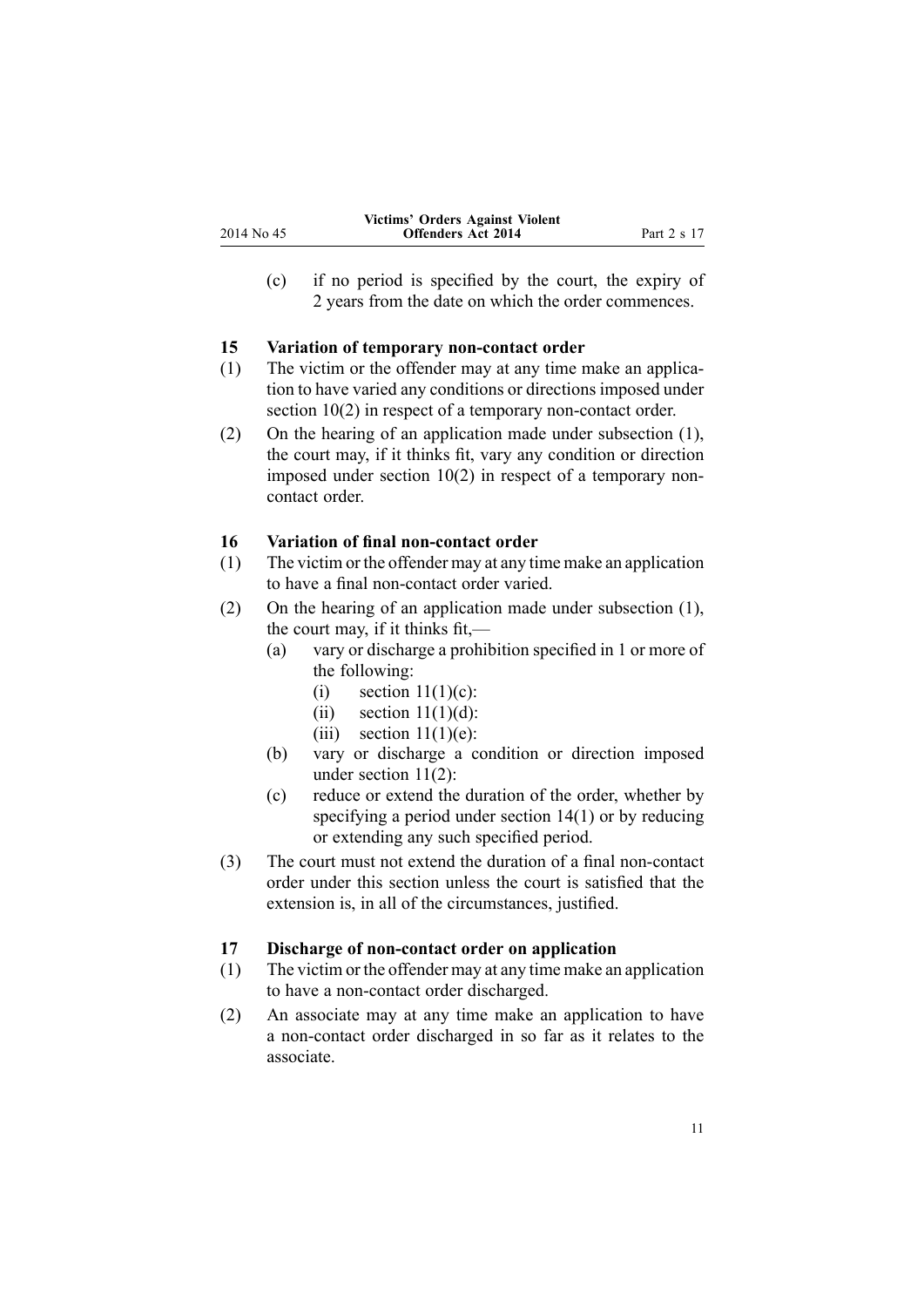(c) if no period is specified by the court, the expiry of 2 years from the date on which the order commences.

## 15 Variation of temporary non-contact order

(1) The victim or the offender may at any time make an application to have varied any conditions or directions imposed under section 10(2) in respect of a temporary non-contact order.

(2) On the hearing of an application made under subsection (1), the court may, if it thinks fit, vary any condition or direction imposed under section 10(2) in respect of a temporary non-contact order.

## 16 Variation of final non-contact order

(1) The victim or the offender may at any time make an application to have a final non-contact order varied.

(2) On the hearing of an application made under subsection (1), the court may, if it thinks fit,—

  (a) vary or discharge a prohibition specified in 1 or more of the following:

    (i) section 11(1)(c):

    (ii) section 11(1)(d):

    (iii) section 11(1)(e):

  (b) vary or discharge a condition or direction imposed under section 11(2):

  (c) reduce or extend the duration of the order, whether by specifying a period under section 14(1) or by reducing or extending any such specified period.

(3) The court must not extend the duration of a final non-contact order under this section unless the court is satisfied that the extension is, in all of the circumstances, justified.

## 17 Discharge of non-contact order on application

(1) The victim or the offender may at any time make an application to have a non-contact order discharged.

(2) An associate may at any time make an application to have a non-contact order discharged in so far as it relates to the associate.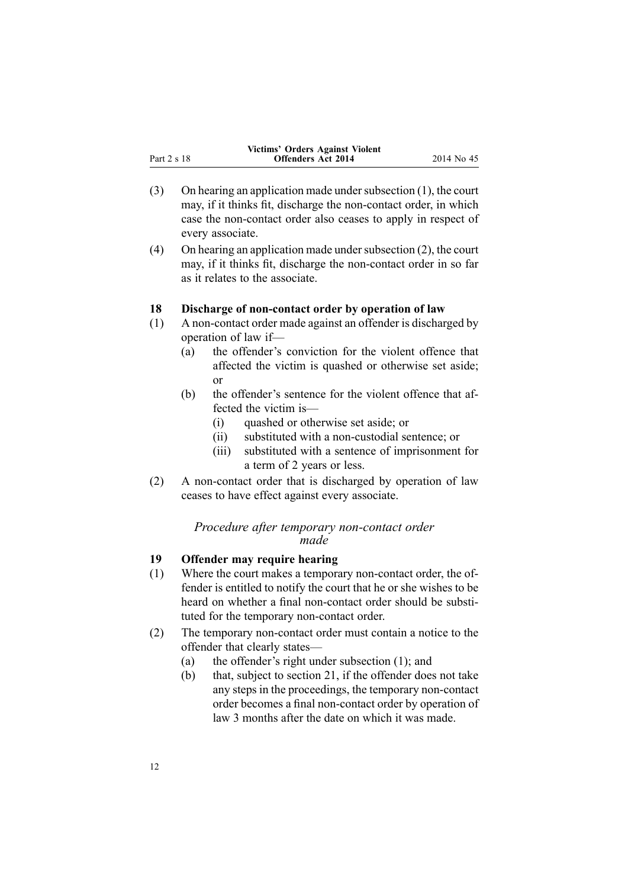(3) On hearing an application made under subsection (1), the court may, if it thinks fit, discharge the non-contact order, in which case the non-contact order also ceases to apply in respect of every associate.

(4) On hearing an application made under subsection (2), the court may, if it thinks fit, discharge the non-contact order in so far as it relates to the associate.

### 18 Discharge of non-contact order by operation of law

(1) A non-contact order made against an offender is discharged by operation of law if—

- (a) the offender's conviction for the violent offence that affected the victim is quashed or otherwise set aside; or
- (b) the offender's sentence for the violent offence that affected the victim is—
  - (i) quashed or otherwise set aside; or
  - (ii) substituted with a non-custodial sentence; or
  - (iii) substituted with a sentence of imprisonment for a term of 2 years or less.

(2) A non-contact order that is discharged by operation of law ceases to have effect against every associate.

*Procedure after temporary non-contact order made*

### 19 Offender may require hearing

(1) Where the court makes a temporary non-contact order, the offender is entitled to notify the court that he or she wishes to be heard on whether a final non-contact order should be substituted for the temporary non-contact order.

(2) The temporary non-contact order must contain a notice to the offender that clearly states—

- (a) the offender's right under subsection (1); and
- (b) that, subject to section 21, if the offender does not take any steps in the proceedings, the temporary non-contact order becomes a final non-contact order by operation of law 3 months after the date on which it was made.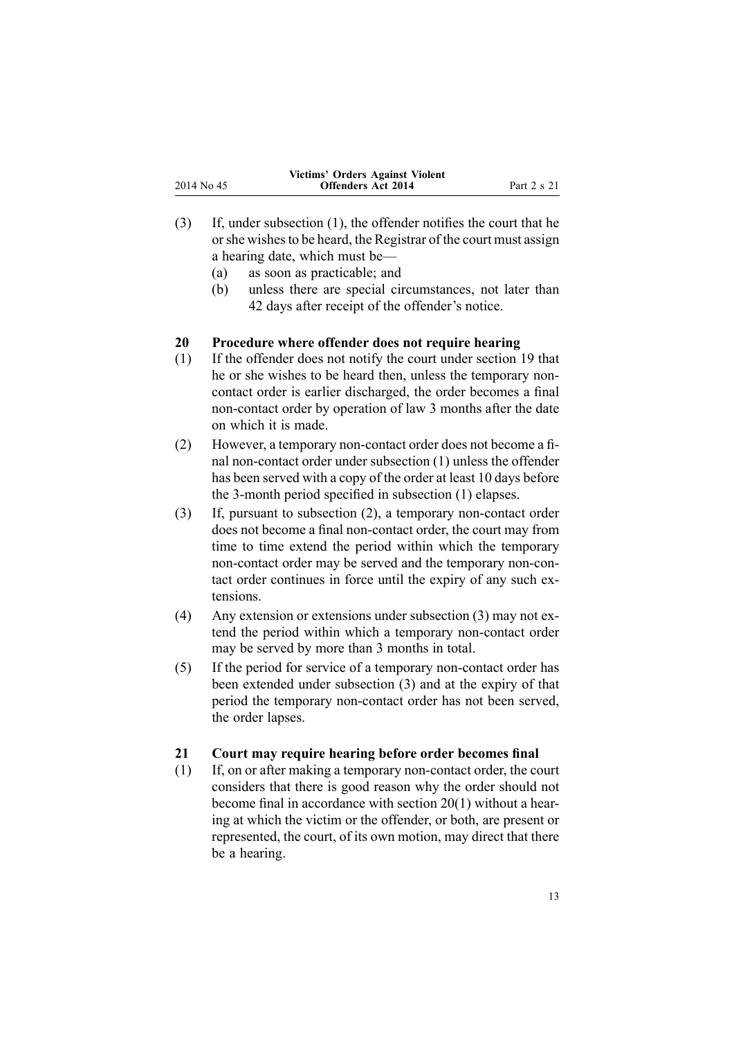(3) If, under subsection (1), the offender notifies the court that he or she wishes to be heard, the Registrar of the court must assign a hearing date, which must be—

(a) as soon as practicable; and

(b) unless there are special circumstances, not later than 42 days after receipt of the offender's notice.

**20 Procedure where offender does not require hearing**

(1) If the offender does not notify the court under section 19 that he or she wishes to be heard then, unless the temporary non-contact order is earlier discharged, the order becomes a final non-contact order by operation of law 3 months after the date on which it is made.

(2) However, a temporary non-contact order does not become a final non-contact order under subsection (1) unless the offender has been served with a copy of the order at least 10 days before the 3-month period specified in subsection (1) elapses.

(3) If, pursuant to subsection (2), a temporary non-contact order does not become a final non-contact order, the court may from time to time extend the period within which the temporary non-contact order may be served and the temporary non-contact order continues in force until the expiry of any such extensions.

(4) Any extension or extensions under subsection (3) may not extend the period within which a temporary non-contact order may be served by more than 3 months in total.

(5) If the period for service of a temporary non-contact order has been extended under subsection (3) and at the expiry of that period the temporary non-contact order has not been served, the order lapses.

**21 Court may require hearing before order becomes final**

(1) If, on or after making a temporary non-contact order, the court considers that there is good reason why the order should not become final in accordance with section 20(1) without a hearing at which the victim or the offender, or both, are present or represented, the court, of its own motion, may direct that there be a hearing.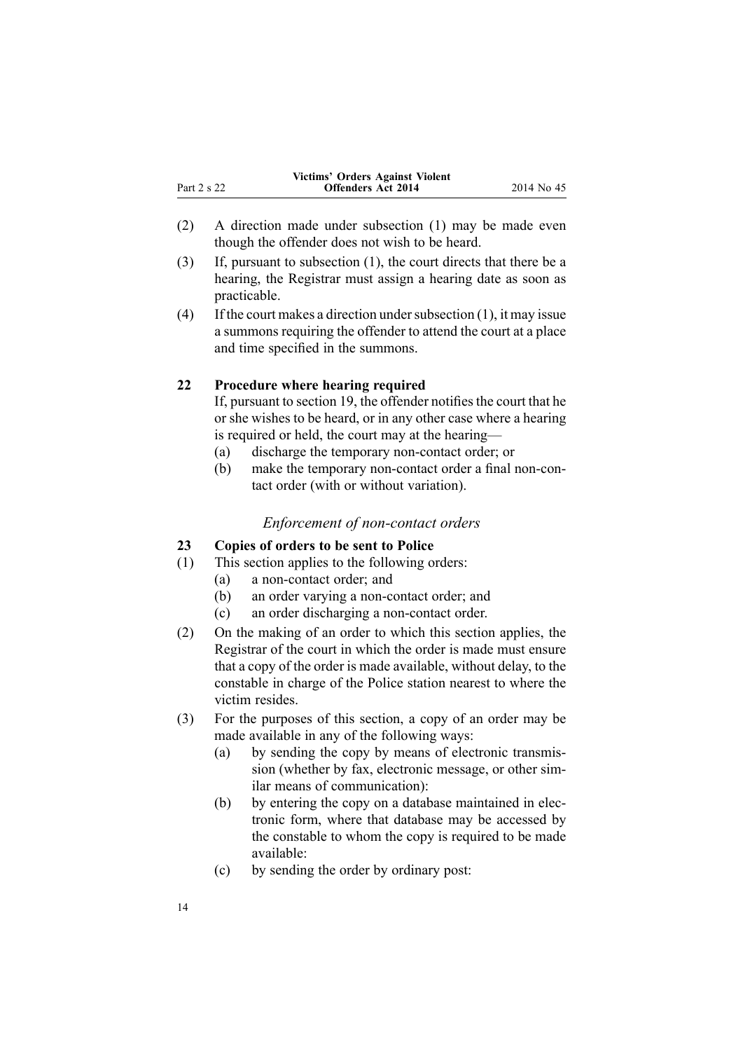(2) A direction made under subsection (1) may be made even though the offender does not wish to be heard.

(3) If, pursuant to subsection (1), the court directs that there be a hearing, the Registrar must assign a hearing date as soon as practicable.

(4) If the court makes a direction under subsection (1), it may issue a summons requiring the offender to attend the court at a place and time specified in the summons.

**22 Procedure where hearing required**

If, pursuant to section 19, the offender notifies the court that he or she wishes to be heard, or in any other case where a hearing is required or held, the court may at the hearing—

(a) discharge the temporary non-contact order; or

(b) make the temporary non-contact order a final non-contact order (with or without variation).

*Enforcement of non-contact orders*

**23 Copies of orders to be sent to Police**

(1) This section applies to the following orders:

(a) a non-contact order; and

(b) an order varying a non-contact order; and

(c) an order discharging a non-contact order.

(2) On the making of an order to which this section applies, the Registrar of the court in which the order is made must ensure that a copy of the order is made available, without delay, to the constable in charge of the Police station nearest to where the victim resides.

(3) For the purposes of this section, a copy of an order may be made available in any of the following ways:

(a) by sending the copy by means of electronic transmission (whether by fax, electronic message, or other similar means of communication):

(b) by entering the copy on a database maintained in electronic form, where that database may be accessed by the constable to whom the copy is required to be made available:

(c) by sending the order by ordinary post: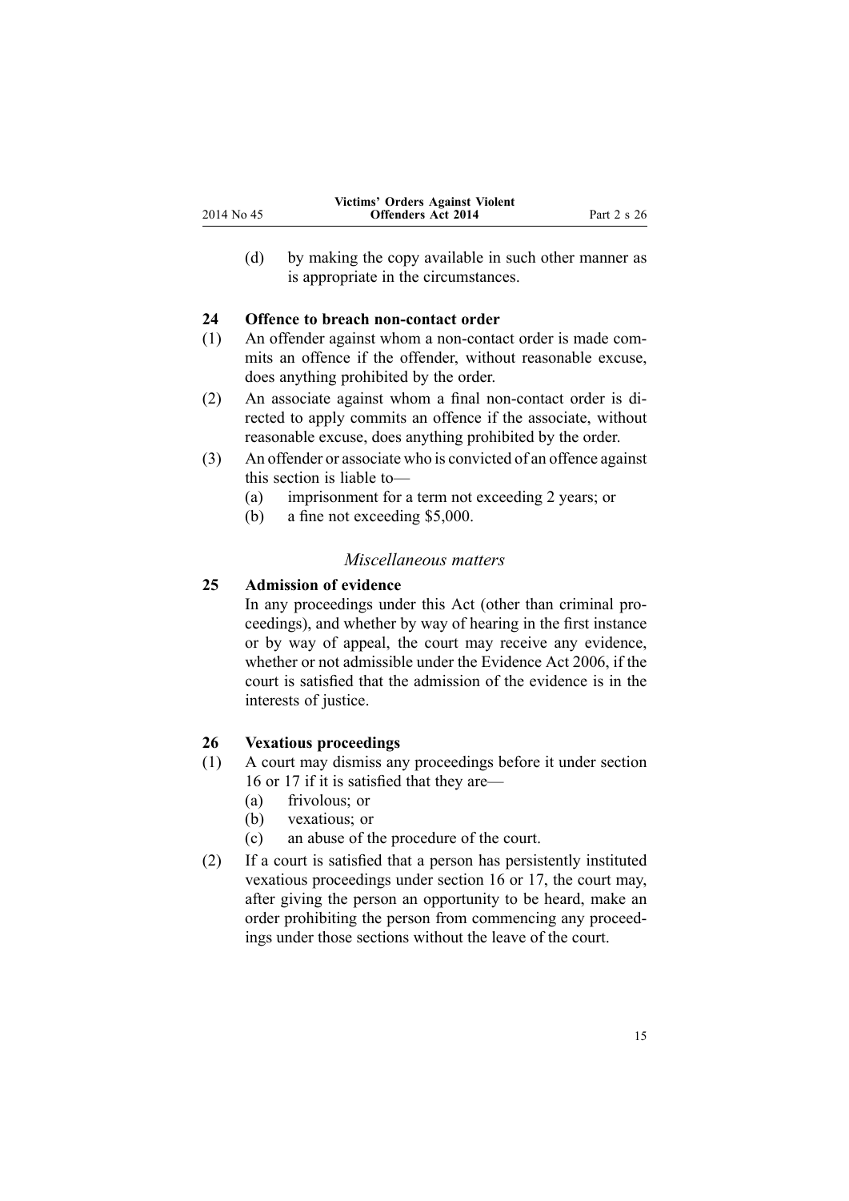(d) by making the copy available in such other manner as is appropriate in the circumstances.

### 24 Offence to breach non-contact order

(1) An offender against whom a non-contact order is made commits an offence if the offender, without reasonable excuse, does anything prohibited by the order.

(2) An associate against whom a final non-contact order is directed to apply commits an offence if the associate, without reasonable excuse, does anything prohibited by the order.

(3) An offender or associate who is convicted of an offence against this section is liable to—

(a) imprisonment for a term not exceeding 2 years; or

(b) a fine not exceeding $5,000.

*Miscellaneous matters*

### 25 Admission of evidence

In any proceedings under this Act (other than criminal proceedings), and whether by way of hearing in the first instance or by way of appeal, the court may receive any evidence, whether or not admissible under the Evidence Act 2006, if the court is satisfied that the admission of the evidence is in the interests of justice.

### 26 Vexatious proceedings

(1) A court may dismiss any proceedings before it under section 16 or 17 if it is satisfied that they are—

(a) frivolous; or

(b) vexatious; or

(c) an abuse of the procedure of the court.

(2) If a court is satisfied that a person has persistently instituted vexatious proceedings under section 16 or 17, the court may, after giving the person an opportunity to be heard, make an order prohibiting the person from commencing any proceedings under those sections without the leave of the court.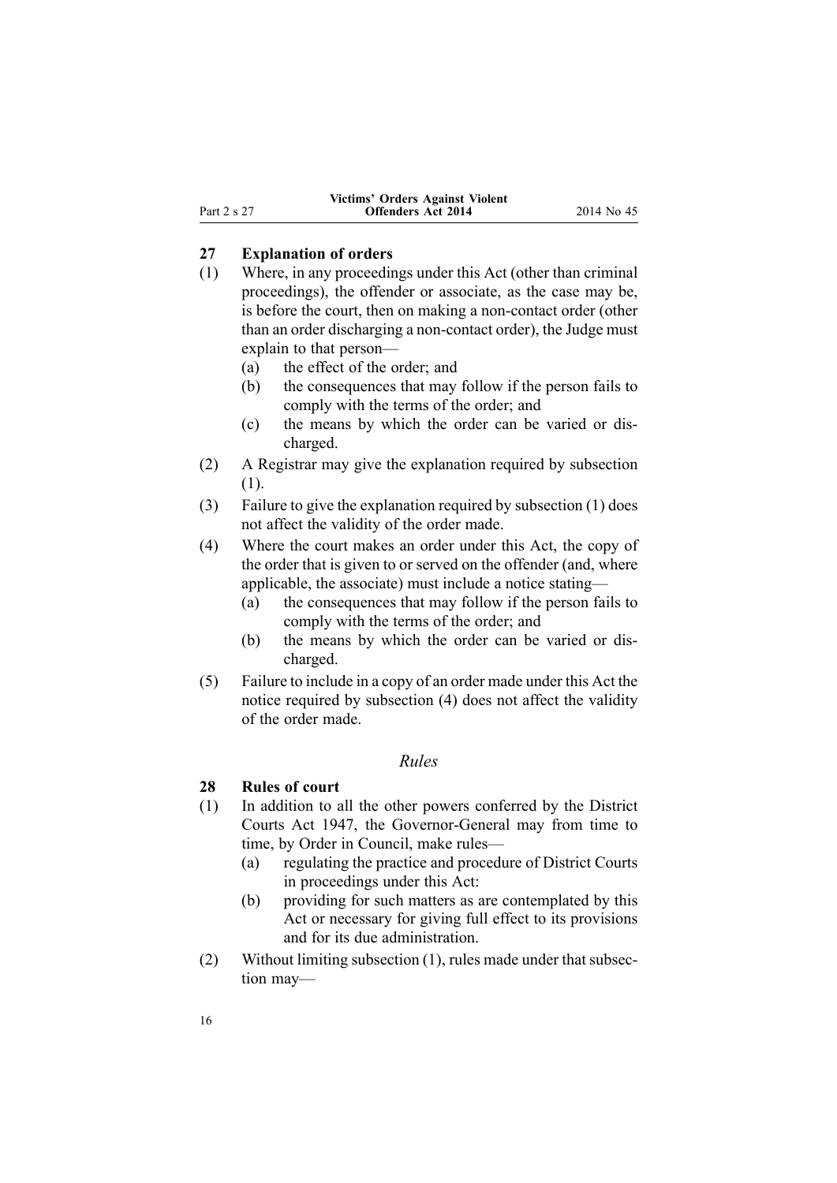### 27 Explanation of orders

(1) Where, in any proceedings under this Act (other than criminal proceedings), the offender or associate, as the case may be, is before the court, then on making a non-contact order (other than an order discharging a non-contact order), the Judge must explain to that person—

  (a) the effect of the order; and

  (b) the consequences that may follow if the person fails to comply with the terms of the order; and

  (c) the means by which the order can be varied or discharged.

(2) A Registrar may give the explanation required by subsection (1).

(3) Failure to give the explanation required by subsection (1) does not affect the validity of the order made.

(4) Where the court makes an order under this Act, the copy of the order that is given to or served on the offender (and, where applicable, the associate) must include a notice stating—

  (a) the consequences that may follow if the person fails to comply with the terms of the order; and

  (b) the means by which the order can be varied or discharged.

(5) Failure to include in a copy of an order made under this Act the notice required by subsection (4) does not affect the validity of the order made.

*Rules*

### 28 Rules of court

(1) In addition to all the other powers conferred by the District Courts Act 1947, the Governor-General may from time to time, by Order in Council, make rules—

  (a) regulating the practice and procedure of District Courts in proceedings under this Act:

  (b) providing for such matters as are contemplated by this Act or necessary for giving full effect to its provisions and for its due administration.

(2) Without limiting subsection (1), rules made under that subsection may—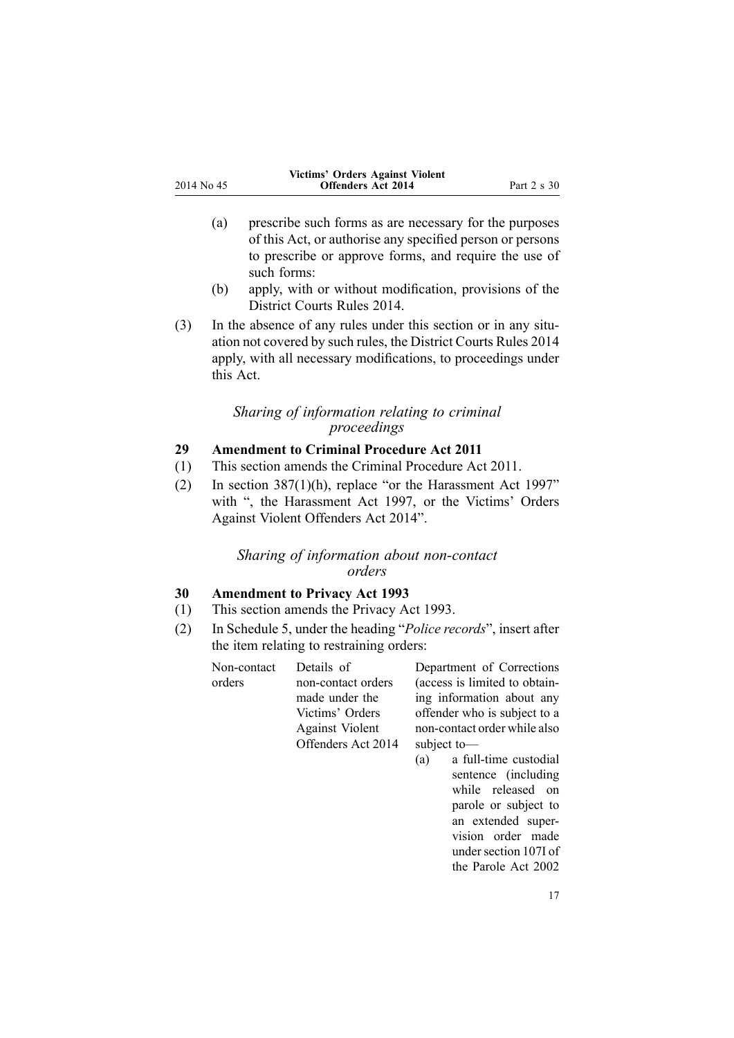(a) prescribe such forms as are necessary for the purposes of this Act, or authorise any specified person or persons to prescribe or approve forms, and require the use of such forms:

(b) apply, with or without modification, provisions of the District Courts Rules 2014.

(3) In the absence of any rules under this section or in any situation not covered by such rules, the District Courts Rules 2014 apply, with all necessary modifications, to proceedings under this Act.

*Sharing of information relating to criminal proceedings*

**29 Amendment to Criminal Procedure Act 2011**

(1) This section amends the Criminal Procedure Act 2011.

(2) In section 387(1)(h), replace "or the Harassment Act 1997" with ", the Harassment Act 1997, or the Victims' Orders Against Violent Offenders Act 2014".

*Sharing of information about non-contact orders*

**30 Amendment to Privacy Act 1993**

(1) This section amends the Privacy Act 1993.

(2) In Schedule 5, under the heading "*Police records*", insert after the item relating to restraining orders:

| | | |
|---|---|---|
| Non-contact orders | Details of non-contact orders made under the Victims' Orders Against Violent Offenders Act 2014 | Department of Corrections (access is limited to obtaining information about any offender who is subject to a non-contact order while also subject to—<br>(a) a full-time custodial sentence (including while released on parole or subject to an extended supervision order made under section 107I of the Parole Act 2002 |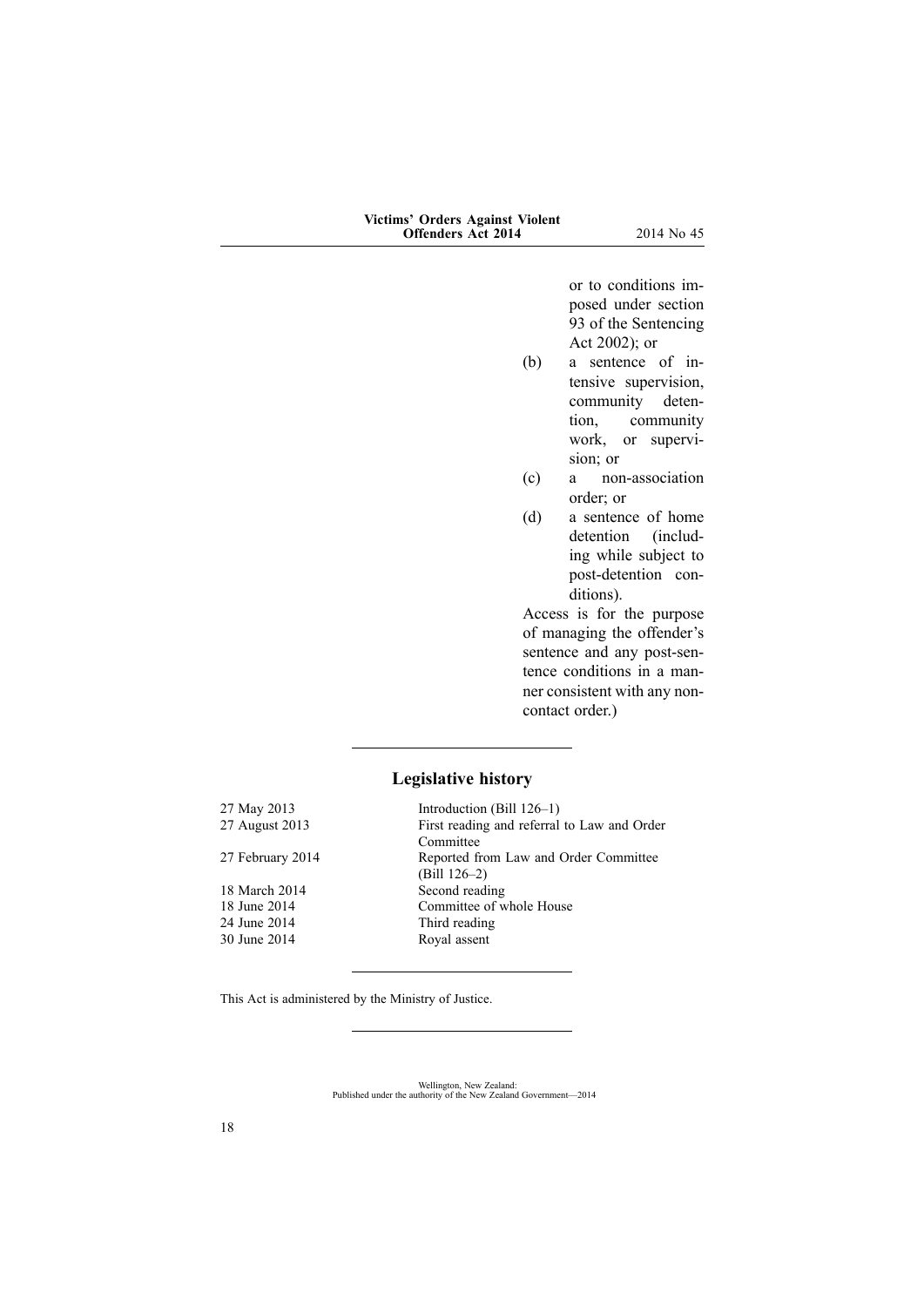or to conditions imposed under section 93 of the Sentencing Act 2002); or

(b) a sentence of intensive supervision, community detention, community work, or supervision; or

(c) a non-association order; or

(d) a sentence of home detention (including while subject to post-detention conditions).

Access is for the purpose of managing the offender's sentence and any post-sentence conditions in a manner consistent with any non-contact order.)

---

## Legislative history

| | |
|---|---|
| 27 May 2013 | Introduction (Bill 126–1) |
| 27 August 2013 | First reading and referral to Law and Order Committee |
| 27 February 2014 | Reported from Law and Order Committee (Bill 126–2) |
| 18 March 2014 | Second reading |
| 18 June 2014 | Committee of whole House |
| 24 June 2014 | Third reading |
| 30 June 2014 | Royal assent |

---

This Act is administered by the Ministry of Justice.

---

Wellington, New Zealand:
Published under the authority of the New Zealand Government—2014